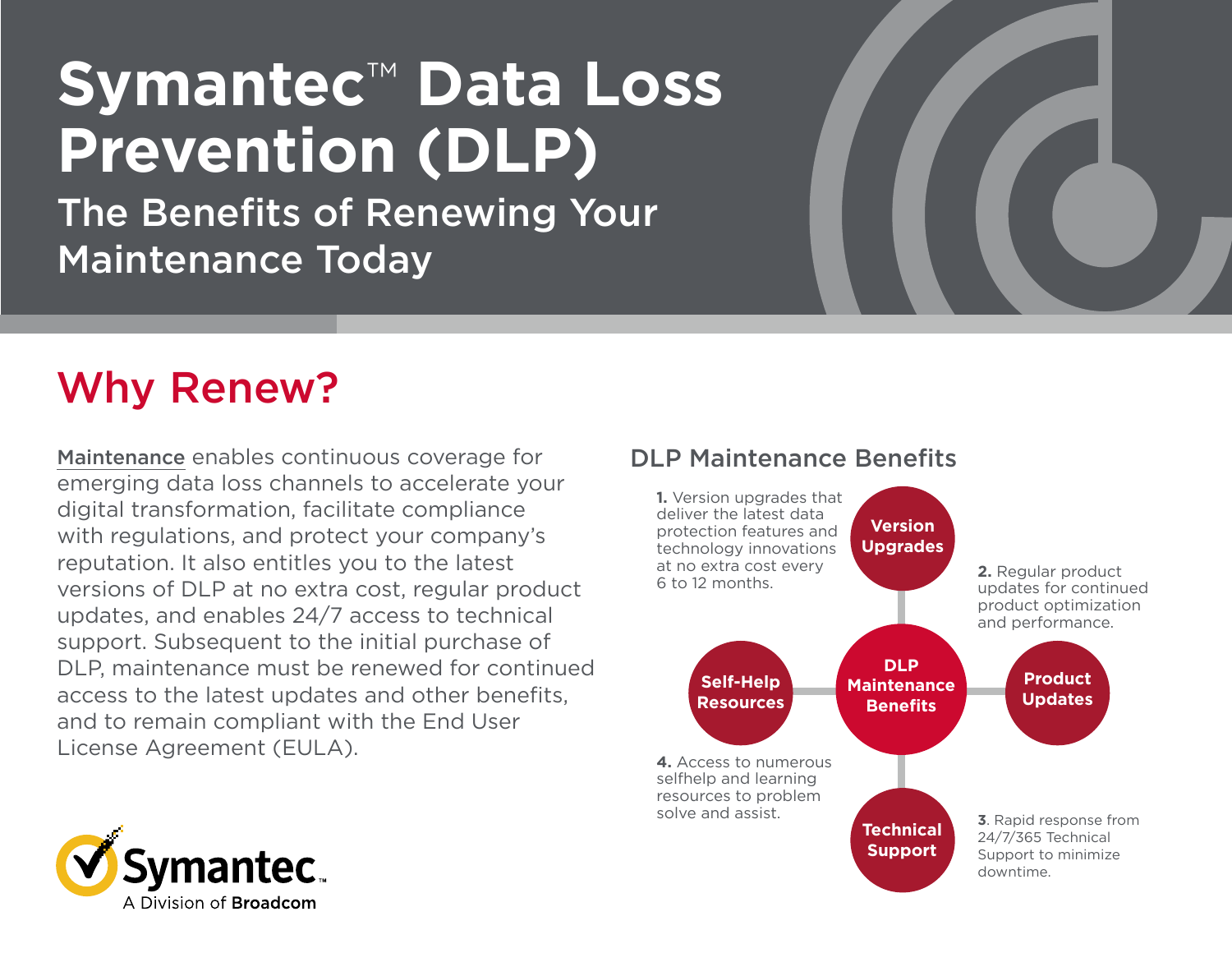# Symantec™ Data Loss Prevention (DLP)

## The Benefits of Renewing Your Maintenance Today

## Why Renew?

Maintenance enables continuous coverage for emerging data loss channels to accelerate your digital transformation, facilitate compliance with regulations, and protect your company's reputation. It also entitles you to the latest versions of DLP at no extra cost, regular product updates, and enables 24/7 access to technical support. Subsequent to the initial purchase of DLP, maintenance must be renewed for continued access to the latest updates and other benefits, and to remain compliant with the End User License Agreement (EULA).

### DLP Maintenance Benefits

**DLP Maintenance Benefits**

- **Version Upgrades**
- **Product Updates**
- **Technical Support**
- **Self-Help Resources**

**1.** Version upgrades that deliver the latest data protection features and technology innovations at no extra cost every 6 to 12 months.

**2.** Regular product updates for continued product optimization and performance.

**3**. Rapid response from 24/7/365 Technical Support to minimize downtime.

**4.** Access to numerous selfhelp and learning resources to problem solve and assist.

Symantec™
A Division of **Broadcom**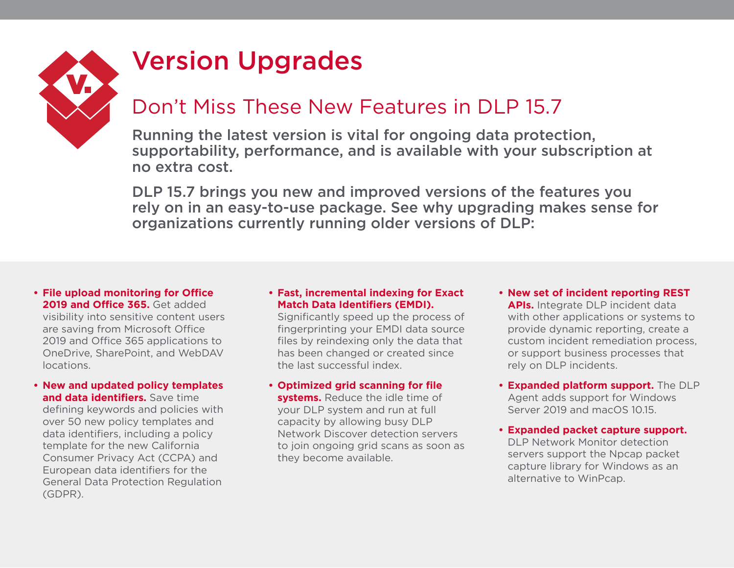# Version Upgrades

## Don't Miss These New Features in DLP 15.7

**Running the latest version is vital for ongoing data protection, supportability, performance, and is available with your subscription at no extra cost.**

**DLP 15.7 brings you new and improved versions of the features you rely on in an easy-to-use package. See why upgrading makes sense for organizations currently running older versions of DLP:**

- **File upload monitoring for Office 2019 and Office 365.** Get added visibility into sensitive content users are saving from Microsoft Office 2019 and Office 365 applications to OneDrive, SharePoint, and WebDAV locations.
- **New and updated policy templates and data identifiers.** Save time defining keywords and policies with over 50 new policy templates and data identifiers, including a policy template for the new California Consumer Privacy Act (CCPA) and European data identifiers for the General Data Protection Regulation (GDPR).
- **Fast, incremental indexing for Exact Match Data Identifiers (EMDI).** Significantly speed up the process of fingerprinting your EMDI data source files by reindexing only the data that has been changed or created since the last successful index.
- **Optimized grid scanning for file systems.** Reduce the idle time of your DLP system and run at full capacity by allowing busy DLP Network Discover detection servers to join ongoing grid scans as soon as they become available.
- **New set of incident reporting REST APIs.** Integrate DLP incident data with other applications or systems to provide dynamic reporting, create a custom incident remediation process, or support business processes that rely on DLP incidents.
- **Expanded platform support.** The DLP Agent adds support for Windows Server 2019 and macOS 10.15.
- **Expanded packet capture support.** DLP Network Monitor detection servers support the Npcap packet capture library for Windows as an alternative to WinPcap.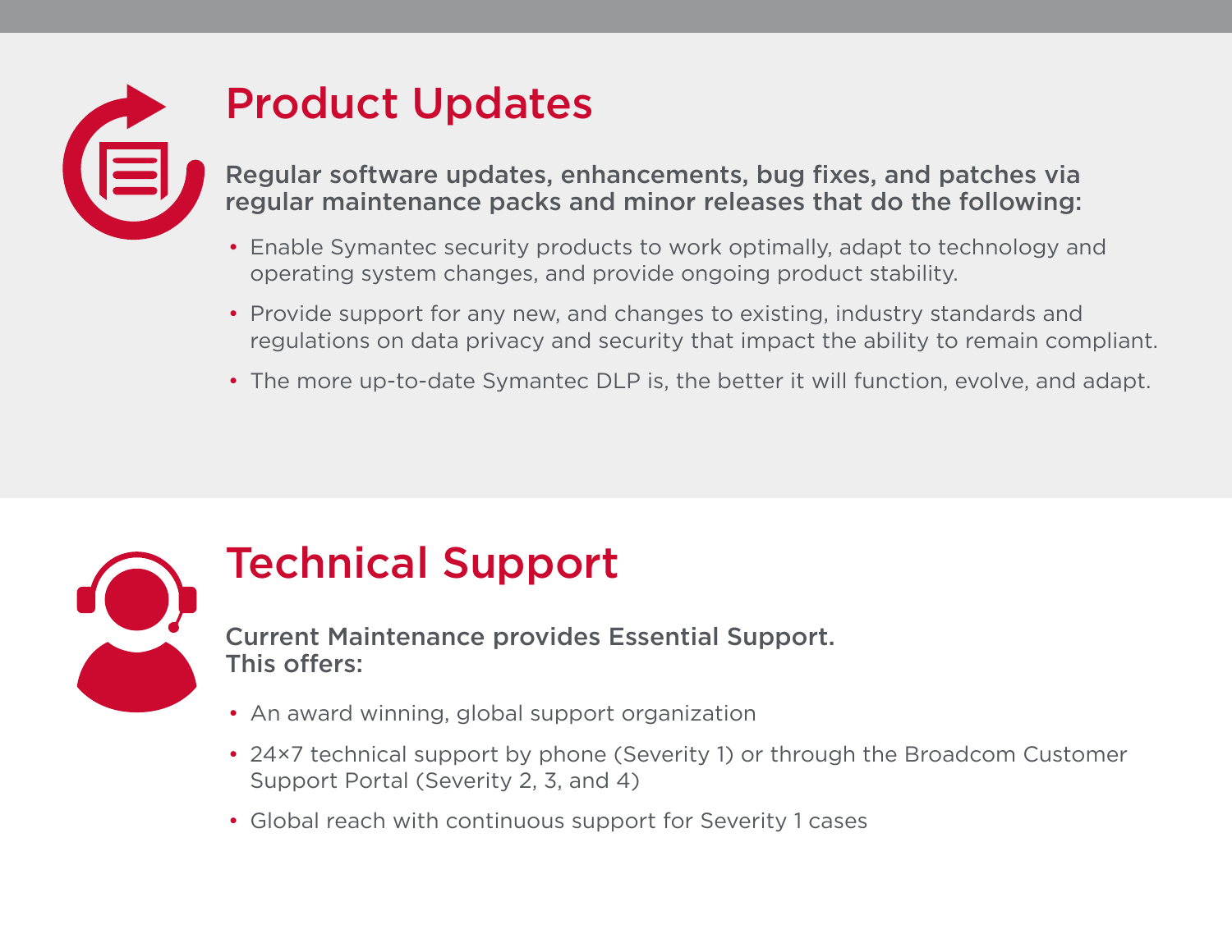## Product Updates

**Regular software updates, enhancements, bug fixes, and patches via regular maintenance packs and minor releases that do the following:**

- Enable Symantec security products to work optimally, adapt to technology and operating system changes, and provide ongoing product stability.
- Provide support for any new, and changes to existing, industry standards and regulations on data privacy and security that impact the ability to remain compliant.
- The more up-to-date Symantec DLP is, the better it will function, evolve, and adapt.

## Technical Support

**Current Maintenance provides Essential Support. This offers:**

- An award winning, global support organization
- 24×7 technical support by phone (Severity 1) or through the Broadcom Customer Support Portal (Severity 2, 3, and 4)
- Global reach with continuous support for Severity 1 cases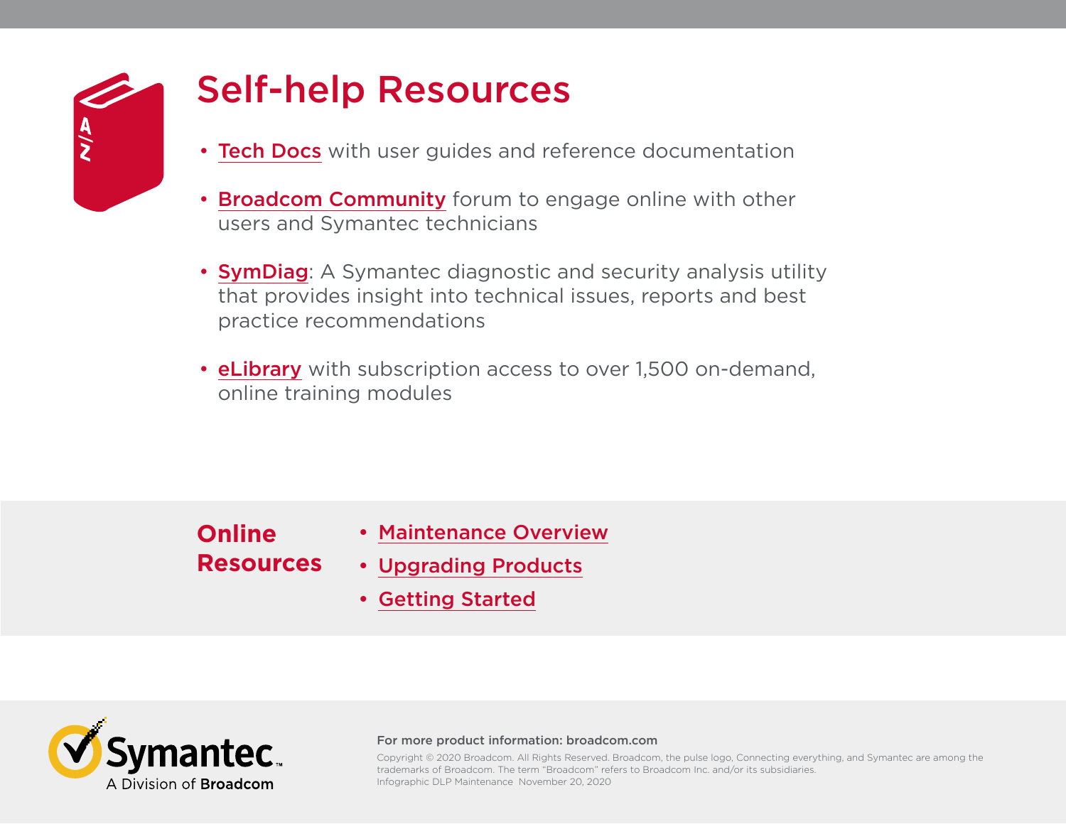# Self-help Resources

- **Tech Docs** with user guides and reference documentation
- **Broadcom Community** forum to engage online with other users and Symantec technicians
- **SymDiag**: A Symantec diagnostic and security analysis utility that provides insight into technical issues, reports and best practice recommendations
- **eLibrary** with subscription access to over 1,500 on-demand, online training modules

## Online Resources

- Maintenance Overview
- Upgrading Products
- Getting Started

Symantec
A Division of Broadcom

**For more product information: broadcom.com**

Copyright © 2020 Broadcom. All Rights Reserved. Broadcom, the pulse logo, Connecting everything, and Symantec are among the trademarks of Broadcom. The term "Broadcom" refers to Broadcom Inc. and/or its subsidiaries.
Infographic DLP Maintenance November 20, 2020